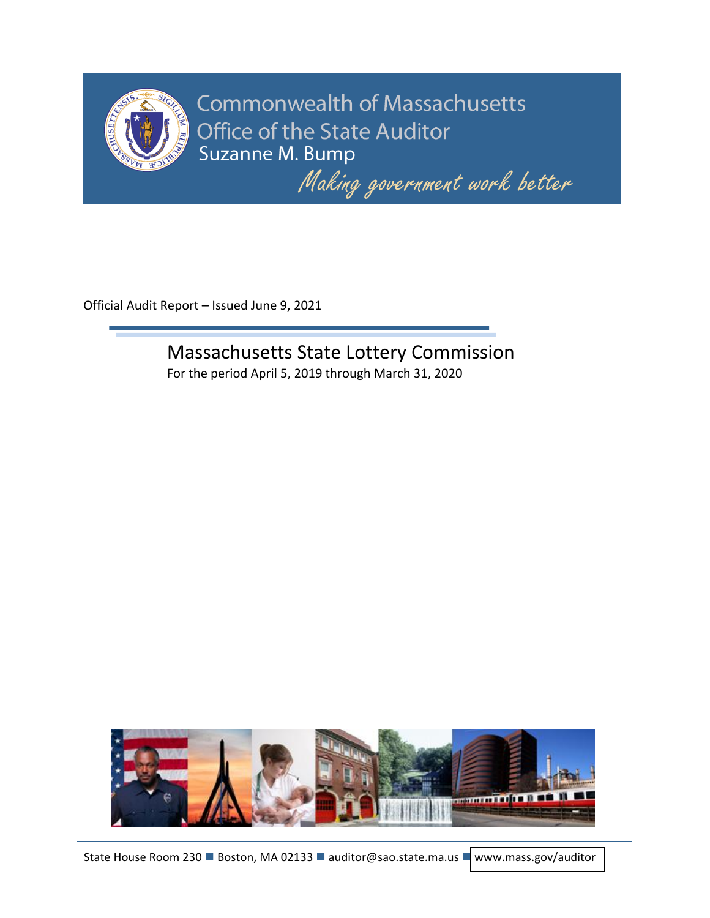Commonwealth of Massachusetts

Office of the State Auditor

Suzanne M. Bump

*Making government work better*

Official Audit Report – Issued June 9, 2021

# Massachusetts State Lottery Commission

For the period April 5, 2019 through March 31, 2020

State House Room 230 ■ Boston, MA 02133 ■ auditor@sao.state.ma.us ■ www.mass.gov/auditor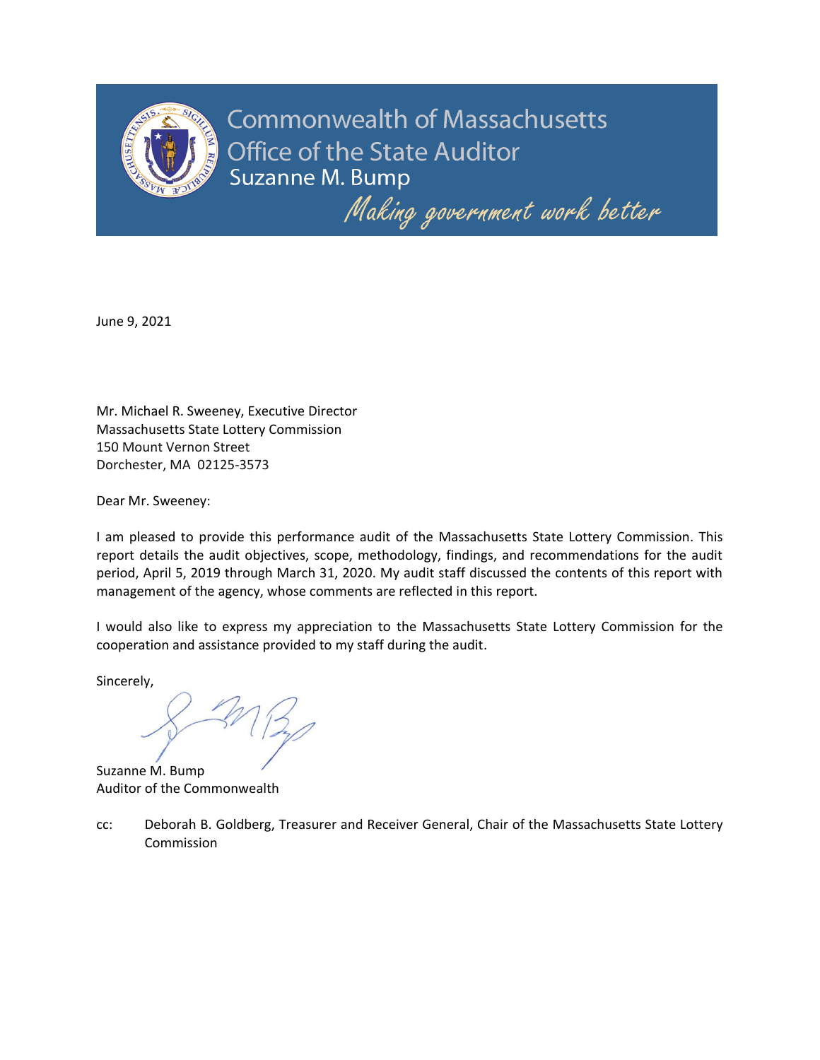Commonwealth of Massachusetts
Office of the State Auditor
Suzanne M. Bump

*Making government work better*

June 9, 2021

Mr. Michael R. Sweeney, Executive Director
Massachusetts State Lottery Commission
150 Mount Vernon Street
Dorchester, MA 02125-3573

Dear Mr. Sweeney:

I am pleased to provide this performance audit of the Massachusetts State Lottery Commission. This report details the audit objectives, scope, methodology, findings, and recommendations for the audit period, April 5, 2019 through March 31, 2020. My audit staff discussed the contents of this report with management of the agency, whose comments are reflected in this report.

I would also like to express my appreciation to the Massachusetts State Lottery Commission for the cooperation and assistance provided to my staff during the audit.

Sincerely,

Suzanne M. Bump
Auditor of the Commonwealth

cc: Deborah B. Goldberg, Treasurer and Receiver General, Chair of the Massachusetts State Lottery Commission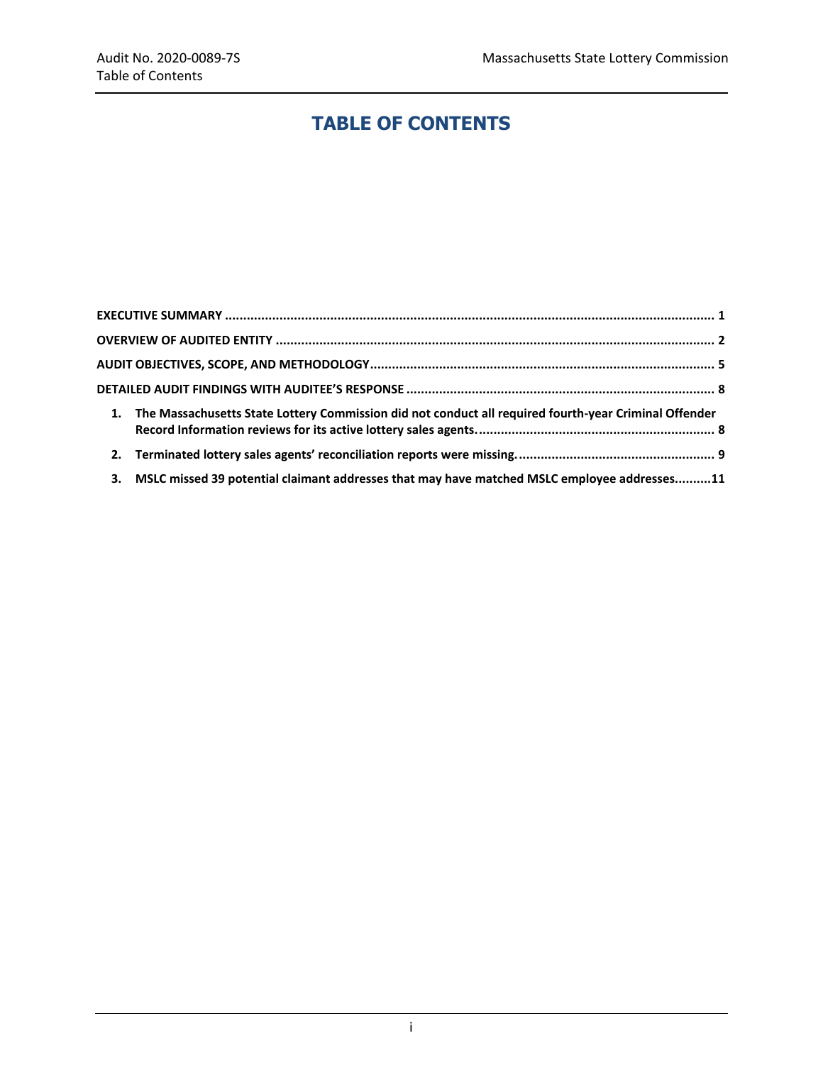# TABLE OF CONTENTS

**EXECUTIVE SUMMARY** ..................................................................................................................................... 1

**OVERVIEW OF AUDITED ENTITY** ....................................................................................................................... 2

**AUDIT OBJECTIVES, SCOPE, AND METHODOLOGY** ............................................................................................. 5

**DETAILED AUDIT FINDINGS WITH AUDITEE'S RESPONSE** ................................................................................... 8

1. **The Massachusetts State Lottery Commission did not conduct all required fourth-year Criminal Offender Record Information reviews for its active lottery sales agents.** ................................................................. 8
2. **Terminated lottery sales agents' reconciliation reports were missing.** ...................................................... 9
3. **MSLC missed 39 potential claimant addresses that may have matched MSLC employee addresses** ..........11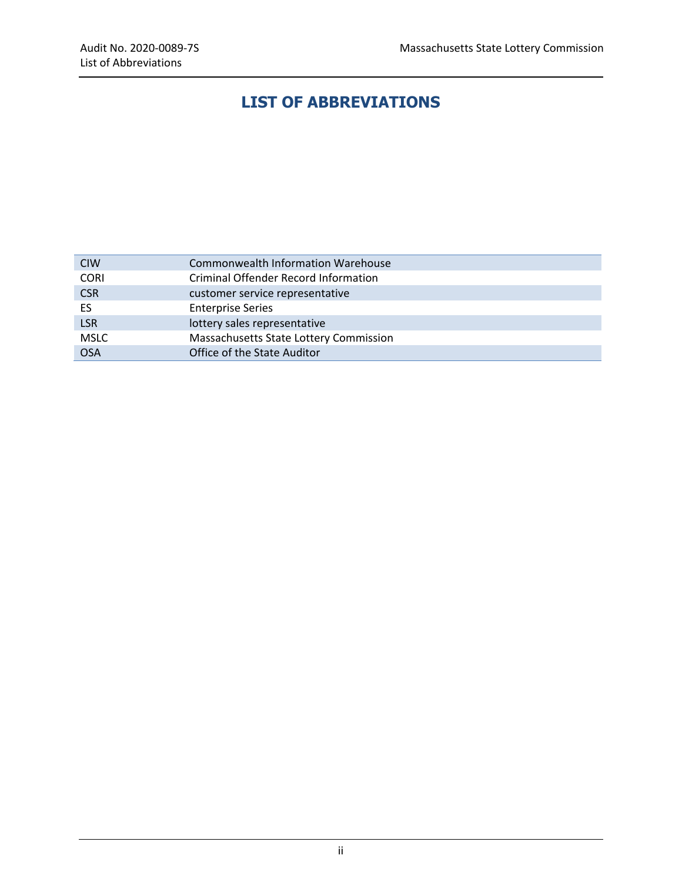# LIST OF ABBREVIATIONS

| | |
|---|---|
| CIW | Commonwealth Information Warehouse |
| CORI | Criminal Offender Record Information |
| CSR | customer service representative |
| ES | Enterprise Series |
| LSR | lottery sales representative |
| MSLC | Massachusetts State Lottery Commission |
| OSA | Office of the State Auditor |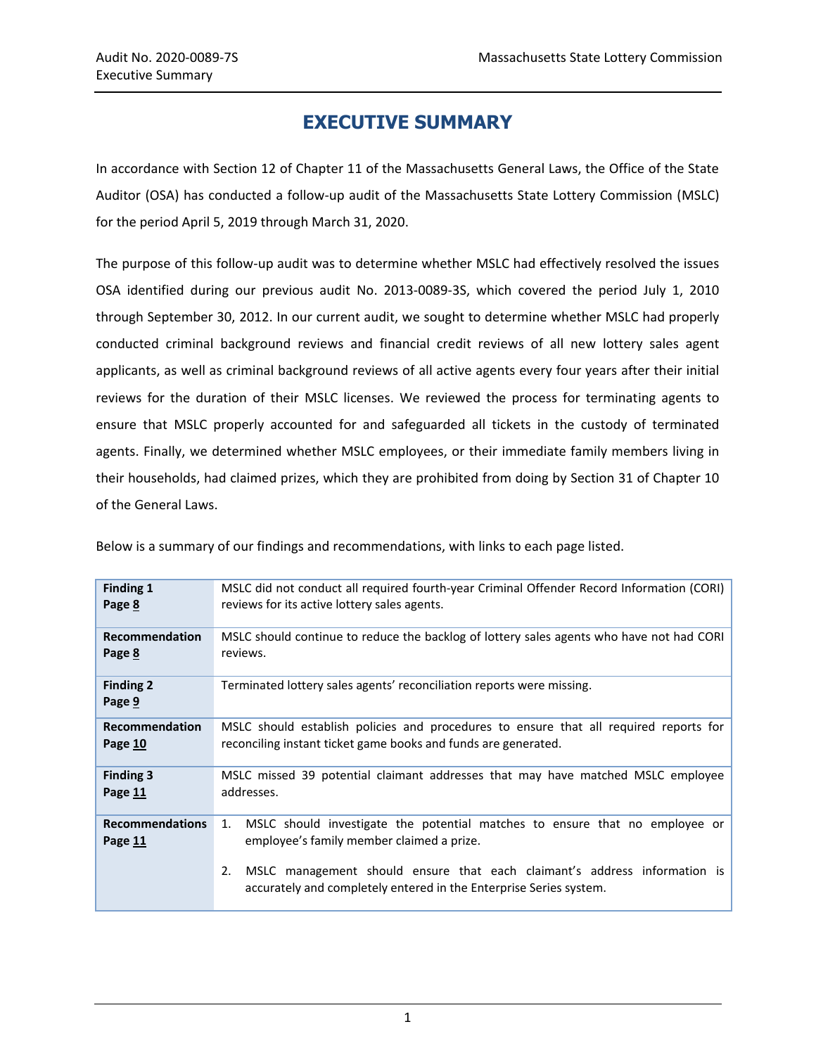# EXECUTIVE SUMMARY

In accordance with Section 12 of Chapter 11 of the Massachusetts General Laws, the Office of the State Auditor (OSA) has conducted a follow-up audit of the Massachusetts State Lottery Commission (MSLC) for the period April 5, 2019 through March 31, 2020.

The purpose of this follow-up audit was to determine whether MSLC had effectively resolved the issues OSA identified during our previous audit No. 2013-0089-3S, which covered the period July 1, 2010 through September 30, 2012. In our current audit, we sought to determine whether MSLC had properly conducted criminal background reviews and financial credit reviews of all new lottery sales agent applicants, as well as criminal background reviews of all active agents every four years after their initial reviews for the duration of their MSLC licenses. We reviewed the process for terminating agents to ensure that MSLC properly accounted for and safeguarded all tickets in the custody of terminated agents. Finally, we determined whether MSLC employees, or their immediate family members living in their households, had claimed prizes, which they are prohibited from doing by Section 31 of Chapter 10 of the General Laws.

Below is a summary of our findings and recommendations, with links to each page listed.

| | |
|---|---|
| **Finding 1**<br>**Page 8** | MSLC did not conduct all required fourth-year Criminal Offender Record Information (CORI) reviews for its active lottery sales agents. |
| **Recommendation**<br>**Page 8** | MSLC should continue to reduce the backlog of lottery sales agents who have not had CORI reviews. |
| **Finding 2**<br>**Page 9** | Terminated lottery sales agents' reconciliation reports were missing. |
| **Recommendation**<br>**Page 10** | MSLC should establish policies and procedures to ensure that all required reports for reconciling instant ticket game books and funds are generated. |
| **Finding 3**<br>**Page 11** | MSLC missed 39 potential claimant addresses that may have matched MSLC employee addresses. |
| **Recommendations**<br>**Page 11** | 1. MSLC should investigate the potential matches to ensure that no employee or employee's family member claimed a prize.<br>2. MSLC management should ensure that each claimant's address information is accurately and completely entered in the Enterprise Series system. |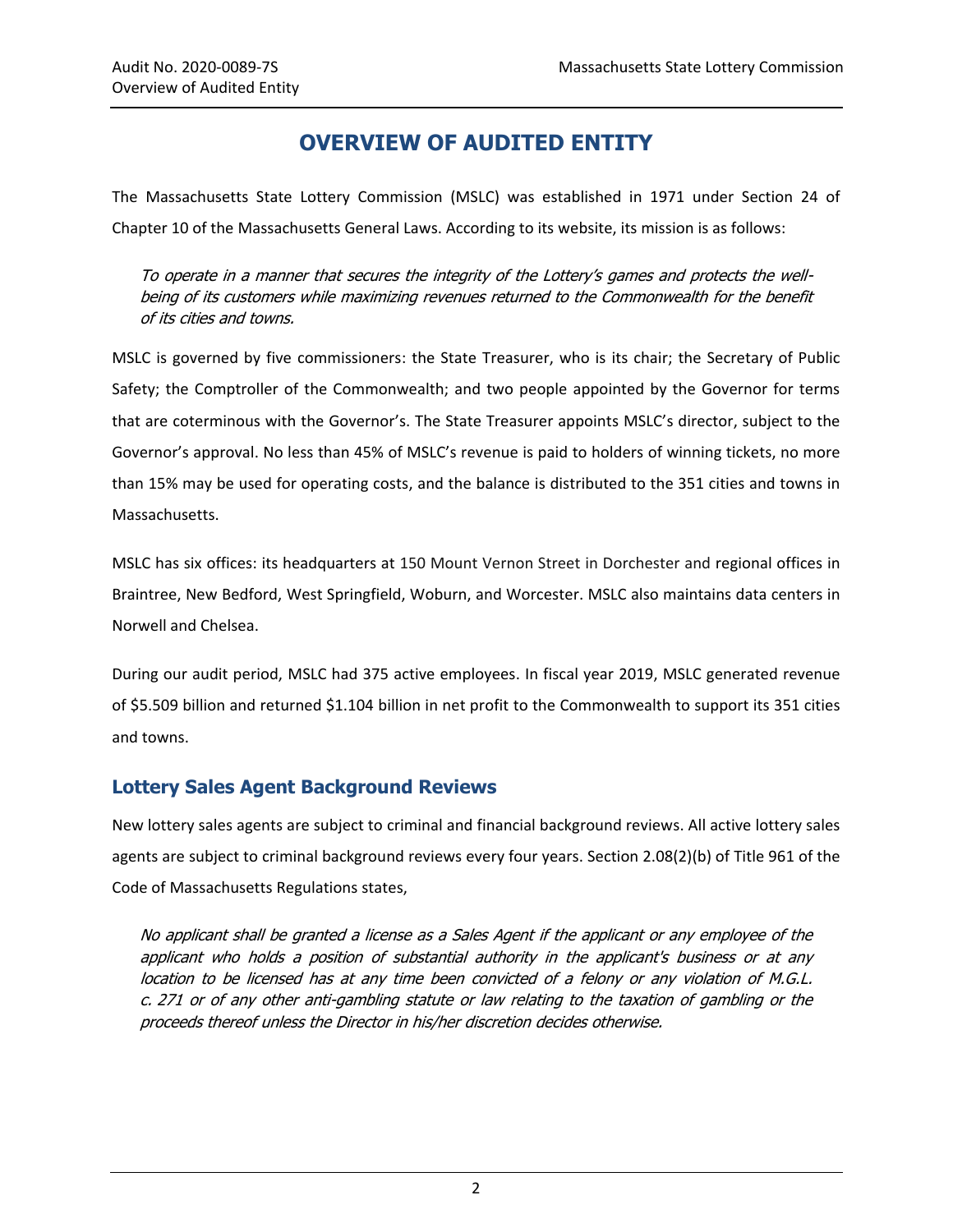# OVERVIEW OF AUDITED ENTITY

The Massachusetts State Lottery Commission (MSLC) was established in 1971 under Section 24 of Chapter 10 of the Massachusetts General Laws. According to its website, its mission is as follows:

> *To operate in a manner that secures the integrity of the Lottery's games and protects the well-being of its customers while maximizing revenues returned to the Commonwealth for the benefit of its cities and towns.*

MSLC is governed by five commissioners: the State Treasurer, who is its chair; the Secretary of Public Safety; the Comptroller of the Commonwealth; and two people appointed by the Governor for terms that are coterminous with the Governor's. The State Treasurer appoints MSLC's director, subject to the Governor's approval. No less than 45% of MSLC's revenue is paid to holders of winning tickets, no more than 15% may be used for operating costs, and the balance is distributed to the 351 cities and towns in Massachusetts.

MSLC has six offices: its headquarters at 150 Mount Vernon Street in Dorchester and regional offices in Braintree, New Bedford, West Springfield, Woburn, and Worcester. MSLC also maintains data centers in Norwell and Chelsea.

During our audit period, MSLC had 375 active employees. In fiscal year 2019, MSLC generated revenue of $5.509 billion and returned $1.104 billion in net profit to the Commonwealth to support its 351 cities and towns.

## Lottery Sales Agent Background Reviews

New lottery sales agents are subject to criminal and financial background reviews. All active lottery sales agents are subject to criminal background reviews every four years. Section 2.08(2)(b) of Title 961 of the Code of Massachusetts Regulations states,

> *No applicant shall be granted a license as a Sales Agent if the applicant or any employee of the applicant who holds a position of substantial authority in the applicant's business or at any location to be licensed has at any time been convicted of a felony or any violation of M.G.L. c. 271 or of any other anti-gambling statute or law relating to the taxation of gambling or the proceeds thereof unless the Director in his/her discretion decides otherwise.*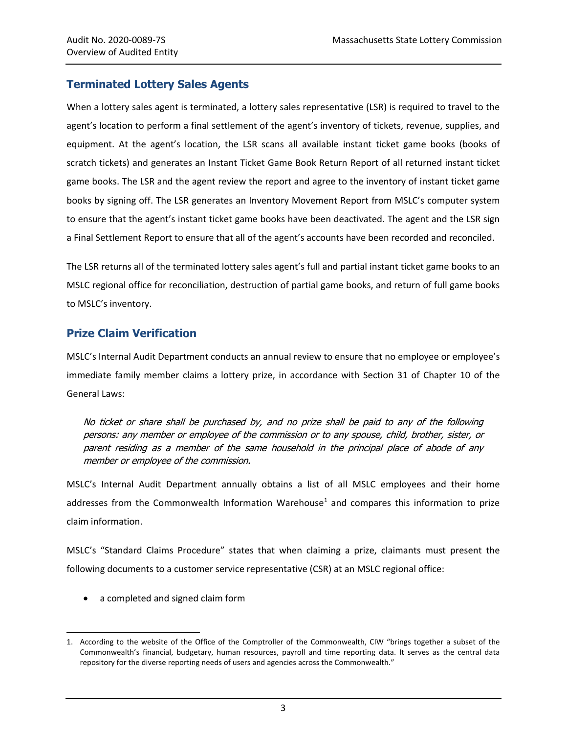## Terminated Lottery Sales Agents

When a lottery sales agent is terminated, a lottery sales representative (LSR) is required to travel to the agent's location to perform a final settlement of the agent's inventory of tickets, revenue, supplies, and equipment. At the agent's location, the LSR scans all available instant ticket game books (books of scratch tickets) and generates an Instant Ticket Game Book Return Report of all returned instant ticket game books. The LSR and the agent review the report and agree to the inventory of instant ticket game books by signing off. The LSR generates an Inventory Movement Report from MSLC's computer system to ensure that the agent's instant ticket game books have been deactivated. The agent and the LSR sign a Final Settlement Report to ensure that all of the agent's accounts have been recorded and reconciled.

The LSR returns all of the terminated lottery sales agent's full and partial instant ticket game books to an MSLC regional office for reconciliation, destruction of partial game books, and return of full game books to MSLC's inventory.

## Prize Claim Verification

MSLC's Internal Audit Department conducts an annual review to ensure that no employee or employee's immediate family member claims a lottery prize, in accordance with Section 31 of Chapter 10 of the General Laws:

> *No ticket or share shall be purchased by, and no prize shall be paid to any of the following persons: any member or employee of the commission or to any spouse, child, brother, sister, or parent residing as a member of the same household in the principal place of abode of any member or employee of the commission.*

MSLC's Internal Audit Department annually obtains a list of all MSLC employees and their home addresses from the Commonwealth Information Warehouse[1] and compares this information to prize claim information.

MSLC's "Standard Claims Procedure" states that when claiming a prize, claimants must present the following documents to a customer service representative (CSR) at an MSLC regional office:

- a completed and signed claim form

1. According to the website of the Office of the Comptroller of the Commonwealth, CIW "brings together a subset of the Commonwealth's financial, budgetary, human resources, payroll and time reporting data. It serves as the central data repository for the diverse reporting needs of users and agencies across the Commonwealth."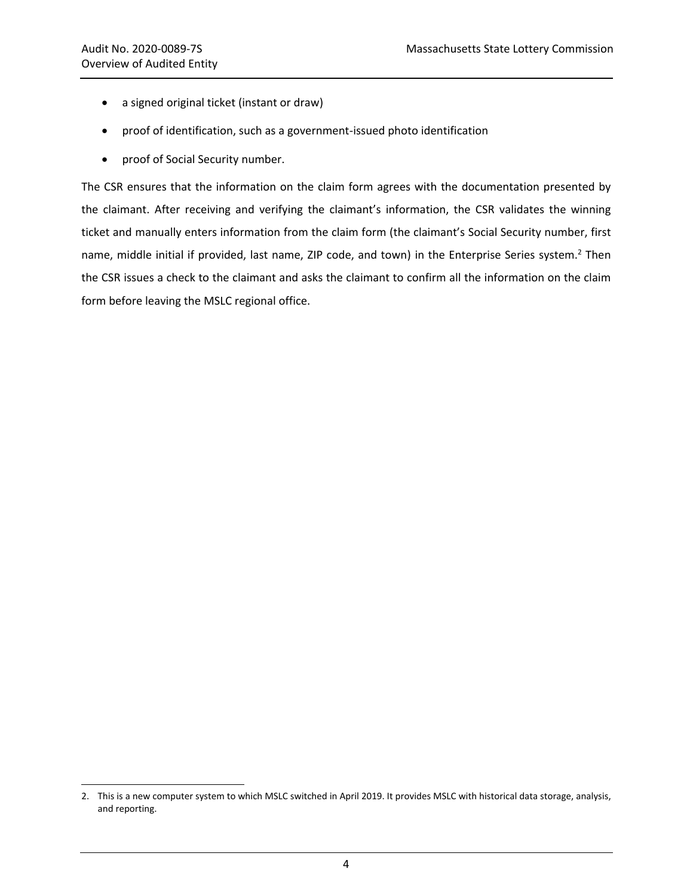- a signed original ticket (instant or draw)
- proof of identification, such as a government-issued photo identification
- proof of Social Security number.

The CSR ensures that the information on the claim form agrees with the documentation presented by the claimant. After receiving and verifying the claimant's information, the CSR validates the winning ticket and manually enters information from the claim form (the claimant's Social Security number, first name, middle initial if provided, last name, ZIP code, and town) in the Enterprise Series system.[2] Then the CSR issues a check to the claimant and asks the claimant to confirm all the information on the claim form before leaving the MSLC regional office.

2. This is a new computer system to which MSLC switched in April 2019. It provides MSLC with historical data storage, analysis, and reporting.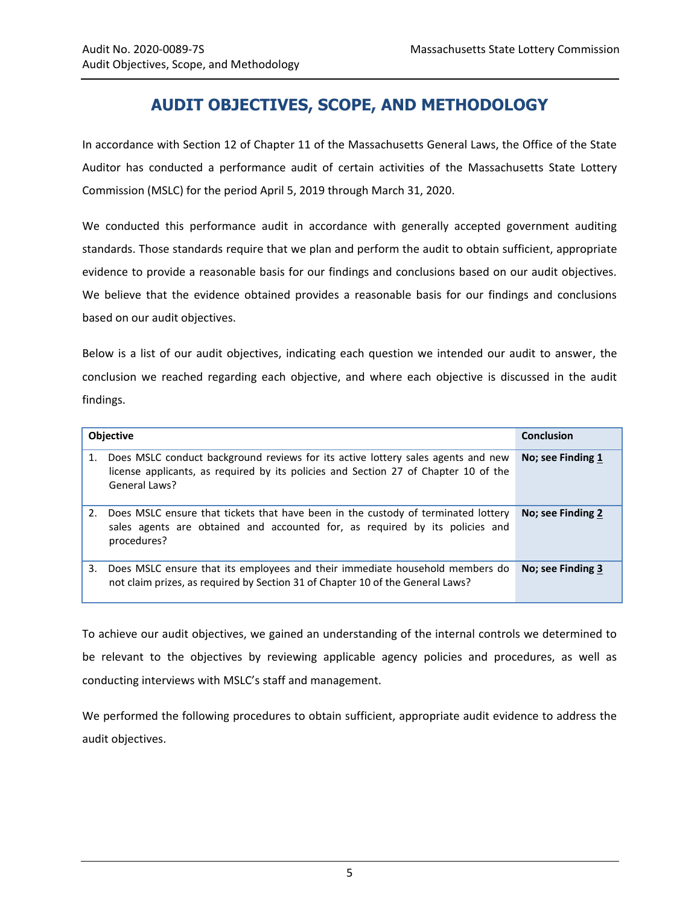# AUDIT OBJECTIVES, SCOPE, AND METHODOLOGY

In accordance with Section 12 of Chapter 11 of the Massachusetts General Laws, the Office of the State Auditor has conducted a performance audit of certain activities of the Massachusetts State Lottery Commission (MSLC) for the period April 5, 2019 through March 31, 2020.

We conducted this performance audit in accordance with generally accepted government auditing standards. Those standards require that we plan and perform the audit to obtain sufficient, appropriate evidence to provide a reasonable basis for our findings and conclusions based on our audit objectives. We believe that the evidence obtained provides a reasonable basis for our findings and conclusions based on our audit objectives.

Below is a list of our audit objectives, indicating each question we intended our audit to answer, the conclusion we reached regarding each objective, and where each objective is discussed in the audit findings.

| Objective | Conclusion |
|---|---|
| 1. Does MSLC conduct background reviews for its active lottery sales agents and new license applicants, as required by its policies and Section 27 of Chapter 10 of the General Laws? | **No; see Finding 1** |
| 2. Does MSLC ensure that tickets that have been in the custody of terminated lottery sales agents are obtained and accounted for, as required by its policies and procedures? | **No; see Finding 2** |
| 3. Does MSLC ensure that its employees and their immediate household members do not claim prizes, as required by Section 31 of Chapter 10 of the General Laws? | **No; see Finding 3** |

To achieve our audit objectives, we gained an understanding of the internal controls we determined to be relevant to the objectives by reviewing applicable agency policies and procedures, as well as conducting interviews with MSLC's staff and management.

We performed the following procedures to obtain sufficient, appropriate audit evidence to address the audit objectives.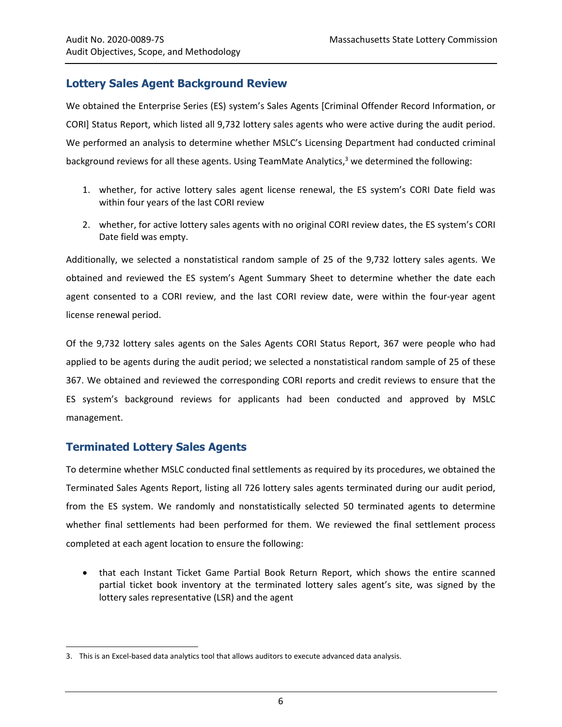## Lottery Sales Agent Background Review

We obtained the Enterprise Series (ES) system's Sales Agents [Criminal Offender Record Information, or CORI] Status Report, which listed all 9,732 lottery sales agents who were active during the audit period. We performed an analysis to determine whether MSLC's Licensing Department had conducted criminal background reviews for all these agents. Using TeamMate Analytics,[3] we determined the following:

1. whether, for active lottery sales agent license renewal, the ES system's CORI Date field was within four years of the last CORI review
2. whether, for active lottery sales agents with no original CORI review dates, the ES system's CORI Date field was empty.

Additionally, we selected a nonstatistical random sample of 25 of the 9,732 lottery sales agents. We obtained and reviewed the ES system's Agent Summary Sheet to determine whether the date each agent consented to a CORI review, and the last CORI review date, were within the four-year agent license renewal period.

Of the 9,732 lottery sales agents on the Sales Agents CORI Status Report, 367 were people who had applied to be agents during the audit period; we selected a nonstatistical random sample of 25 of these 367. We obtained and reviewed the corresponding CORI reports and credit reviews to ensure that the ES system's background reviews for applicants had been conducted and approved by MSLC management.

## Terminated Lottery Sales Agents

To determine whether MSLC conducted final settlements as required by its procedures, we obtained the Terminated Sales Agents Report, listing all 726 lottery sales agents terminated during our audit period, from the ES system. We randomly and nonstatistically selected 50 terminated agents to determine whether final settlements had been performed for them. We reviewed the final settlement process completed at each agent location to ensure the following:

- that each Instant Ticket Game Partial Book Return Report, which shows the entire scanned partial ticket book inventory at the terminated lottery sales agent's site, was signed by the lottery sales representative (LSR) and the agent

---

3. This is an Excel-based data analytics tool that allows auditors to execute advanced data analysis.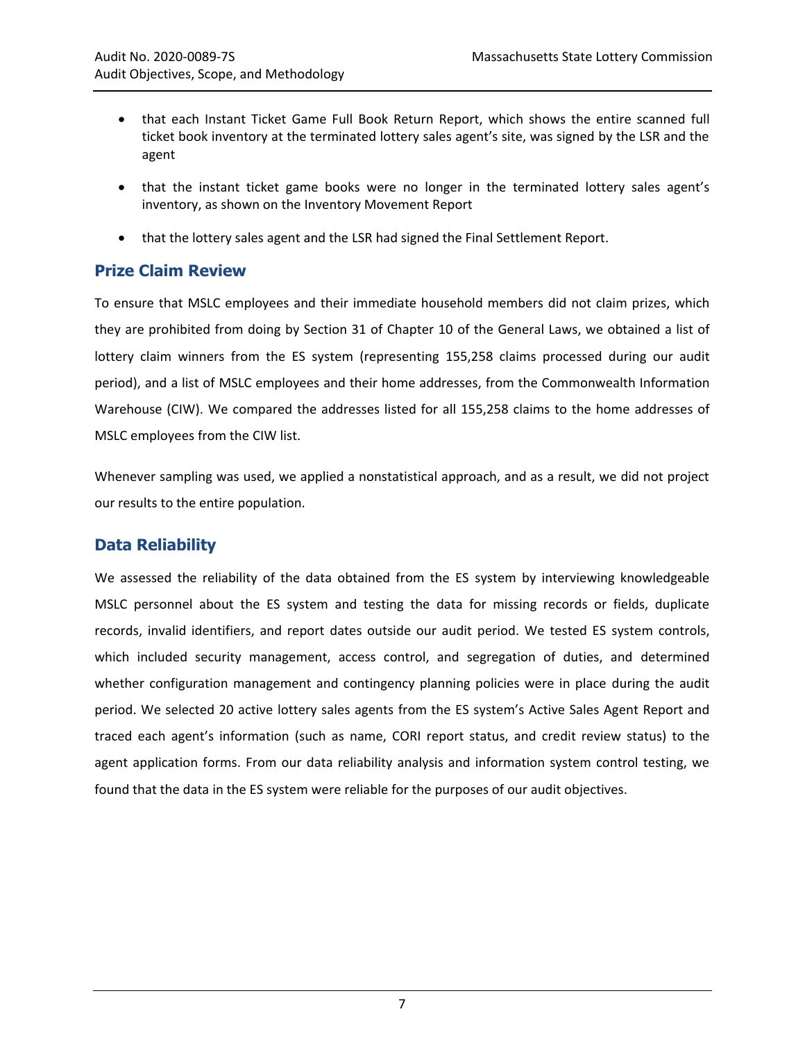- that each Instant Ticket Game Full Book Return Report, which shows the entire scanned full ticket book inventory at the terminated lottery sales agent's site, was signed by the LSR and the agent
- that the instant ticket game books were no longer in the terminated lottery sales agent's inventory, as shown on the Inventory Movement Report
- that the lottery sales agent and the LSR had signed the Final Settlement Report.

## Prize Claim Review

To ensure that MSLC employees and their immediate household members did not claim prizes, which they are prohibited from doing by Section 31 of Chapter 10 of the General Laws, we obtained a list of lottery claim winners from the ES system (representing 155,258 claims processed during our audit period), and a list of MSLC employees and their home addresses, from the Commonwealth Information Warehouse (CIW). We compared the addresses listed for all 155,258 claims to the home addresses of MSLC employees from the CIW list.

Whenever sampling was used, we applied a nonstatistical approach, and as a result, we did not project our results to the entire population.

## Data Reliability

We assessed the reliability of the data obtained from the ES system by interviewing knowledgeable MSLC personnel about the ES system and testing the data for missing records or fields, duplicate records, invalid identifiers, and report dates outside our audit period. We tested ES system controls, which included security management, access control, and segregation of duties, and determined whether configuration management and contingency planning policies were in place during the audit period. We selected 20 active lottery sales agents from the ES system's Active Sales Agent Report and traced each agent's information (such as name, CORI report status, and credit review status) to the agent application forms. From our data reliability analysis and information system control testing, we found that the data in the ES system were reliable for the purposes of our audit objectives.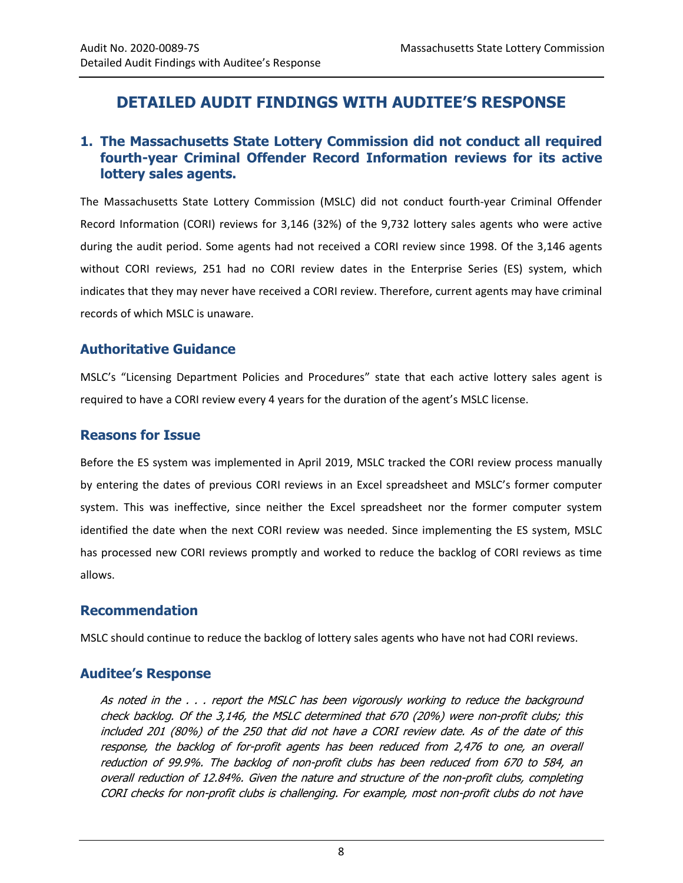# DETAILED AUDIT FINDINGS WITH AUDITEE'S RESPONSE

## 1. The Massachusetts State Lottery Commission did not conduct all required fourth-year Criminal Offender Record Information reviews for its active lottery sales agents.

The Massachusetts State Lottery Commission (MSLC) did not conduct fourth-year Criminal Offender Record Information (CORI) reviews for 3,146 (32%) of the 9,732 lottery sales agents who were active during the audit period. Some agents had not received a CORI review since 1998. Of the 3,146 agents without CORI reviews, 251 had no CORI review dates in the Enterprise Series (ES) system, which indicates that they may never have received a CORI review. Therefore, current agents may have criminal records of which MSLC is unaware.

### Authoritative Guidance

MSLC's "Licensing Department Policies and Procedures" state that each active lottery sales agent is required to have a CORI review every 4 years for the duration of the agent's MSLC license.

### Reasons for Issue

Before the ES system was implemented in April 2019, MSLC tracked the CORI review process manually by entering the dates of previous CORI reviews in an Excel spreadsheet and MSLC's former computer system. This was ineffective, since neither the Excel spreadsheet nor the former computer system identified the date when the next CORI review was needed. Since implementing the ES system, MSLC has processed new CORI reviews promptly and worked to reduce the backlog of CORI reviews as time allows.

### Recommendation

MSLC should continue to reduce the backlog of lottery sales agents who have not had CORI reviews.

### Auditee's Response

> *As noted in the . . . report the MSLC has been vigorously working to reduce the background check backlog. Of the 3,146, the MSLC determined that 670 (20%) were non-profit clubs; this included 201 (80%) of the 250 that did not have a CORI review date. As of the date of this response, the backlog of for-profit agents has been reduced from 2,476 to one, an overall reduction of 99.9%. The backlog of non-profit clubs has been reduced from 670 to 584, an overall reduction of 12.84%. Given the nature and structure of the non-profit clubs, completing CORI checks for non-profit clubs is challenging. For example, most non-profit clubs do not have*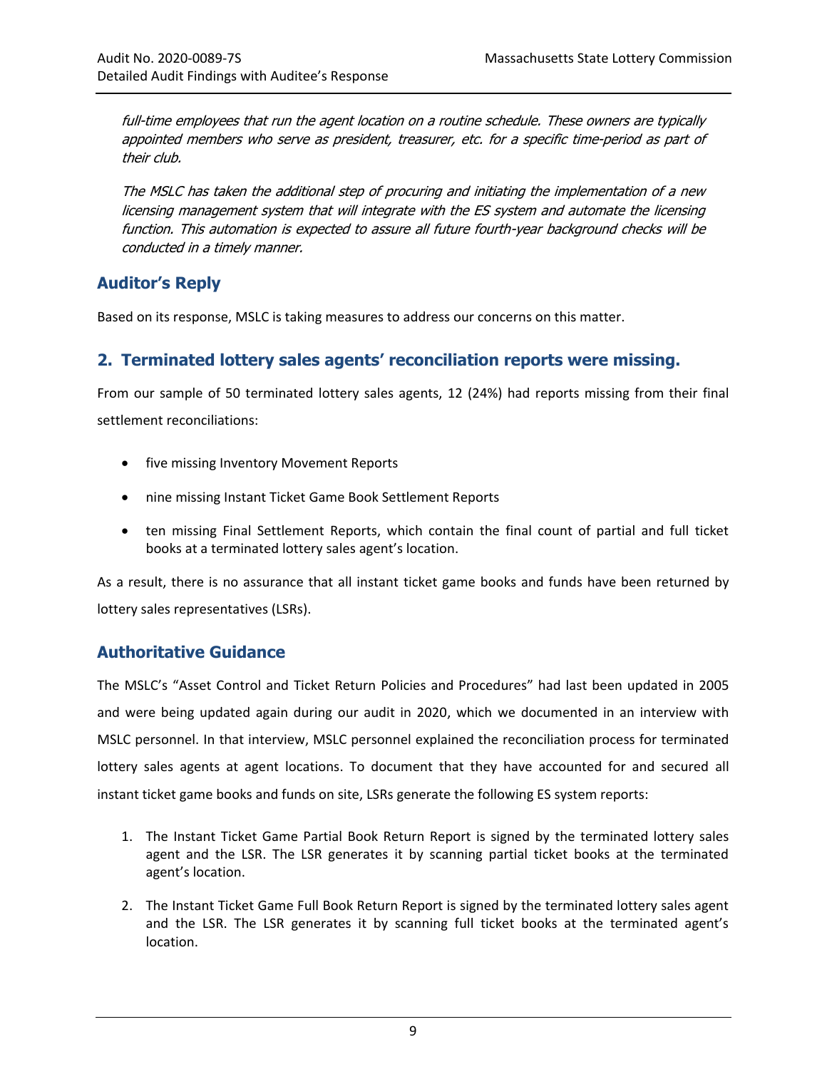*full-time employees that run the agent location on a routine schedule. These owners are typically appointed members who serve as president, treasurer, etc. for a specific time-period as part of their club.*

*The MSLC has taken the additional step of procuring and initiating the implementation of a new licensing management system that will integrate with the ES system and automate the licensing function. This automation is expected to assure all future fourth-year background checks will be conducted in a timely manner.*

## Auditor's Reply

Based on its response, MSLC is taking measures to address our concerns on this matter.

## 2. Terminated lottery sales agents' reconciliation reports were missing.

From our sample of 50 terminated lottery sales agents, 12 (24%) had reports missing from their final settlement reconciliations:

- five missing Inventory Movement Reports
- nine missing Instant Ticket Game Book Settlement Reports
- ten missing Final Settlement Reports, which contain the final count of partial and full ticket books at a terminated lottery sales agent's location.

As a result, there is no assurance that all instant ticket game books and funds have been returned by lottery sales representatives (LSRs).

## Authoritative Guidance

The MSLC's "Asset Control and Ticket Return Policies and Procedures" had last been updated in 2005 and were being updated again during our audit in 2020, which we documented in an interview with MSLC personnel. In that interview, MSLC personnel explained the reconciliation process for terminated lottery sales agents at agent locations. To document that they have accounted for and secured all instant ticket game books and funds on site, LSRs generate the following ES system reports:

1. The Instant Ticket Game Partial Book Return Report is signed by the terminated lottery sales agent and the LSR. The LSR generates it by scanning partial ticket books at the terminated agent's location.
2. The Instant Ticket Game Full Book Return Report is signed by the terminated lottery sales agent and the LSR. The LSR generates it by scanning full ticket books at the terminated agent's location.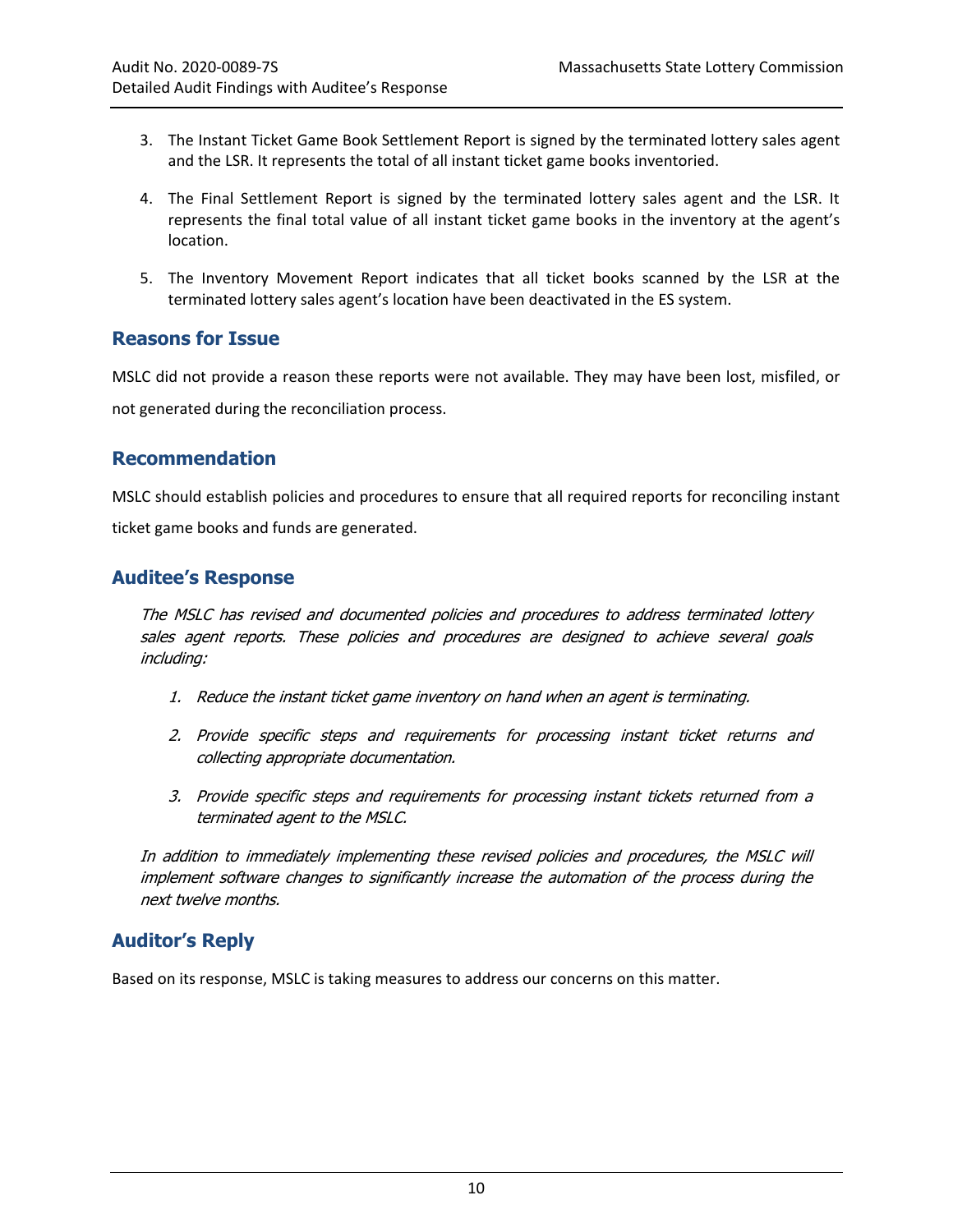3. The Instant Ticket Game Book Settlement Report is signed by the terminated lottery sales agent and the LSR. It represents the total of all instant ticket game books inventoried.
4. The Final Settlement Report is signed by the terminated lottery sales agent and the LSR. It represents the final total value of all instant ticket game books in the inventory at the agent's location.
5. The Inventory Movement Report indicates that all ticket books scanned by the LSR at the terminated lottery sales agent's location have been deactivated in the ES system.

## Reasons for Issue

MSLC did not provide a reason these reports were not available. They may have been lost, misfiled, or not generated during the reconciliation process.

## Recommendation

MSLC should establish policies and procedures to ensure that all required reports for reconciling instant ticket game books and funds are generated.

## Auditee's Response

*The MSLC has revised and documented policies and procedures to address terminated lottery sales agent reports. These policies and procedures are designed to achieve several goals including:*

1. *Reduce the instant ticket game inventory on hand when an agent is terminating.*
2. *Provide specific steps and requirements for processing instant ticket returns and collecting appropriate documentation.*
3. *Provide specific steps and requirements for processing instant tickets returned from a terminated agent to the MSLC.*

*In addition to immediately implementing these revised policies and procedures, the MSLC will implement software changes to significantly increase the automation of the process during the next twelve months.*

## Auditor's Reply

Based on its response, MSLC is taking measures to address our concerns on this matter.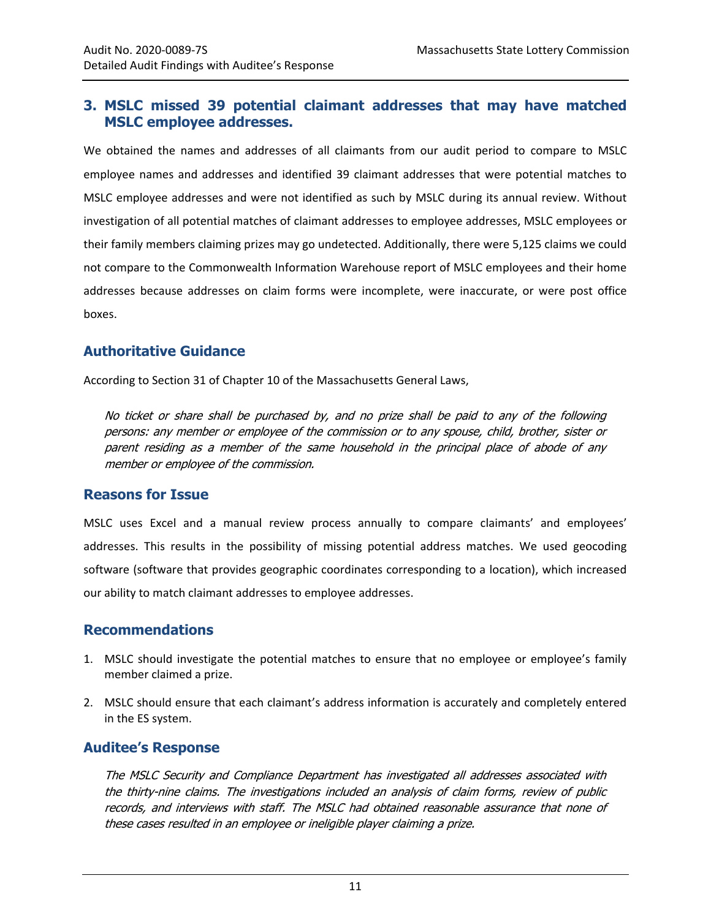## 3. MSLC missed 39 potential claimant addresses that may have matched MSLC employee addresses.

We obtained the names and addresses of all claimants from our audit period to compare to MSLC employee names and addresses and identified 39 claimant addresses that were potential matches to MSLC employee addresses and were not identified as such by MSLC during its annual review. Without investigation of all potential matches of claimant addresses to employee addresses, MSLC employees or their family members claiming prizes may go undetected. Additionally, there were 5,125 claims we could not compare to the Commonwealth Information Warehouse report of MSLC employees and their home addresses because addresses on claim forms were incomplete, were inaccurate, or were post office boxes.

### Authoritative Guidance

According to Section 31 of Chapter 10 of the Massachusetts General Laws,

> *No ticket or share shall be purchased by, and no prize shall be paid to any of the following persons: any member or employee of the commission or to any spouse, child, brother, sister or parent residing as a member of the same household in the principal place of abode of any member or employee of the commission.*

### Reasons for Issue

MSLC uses Excel and a manual review process annually to compare claimants' and employees' addresses. This results in the possibility of missing potential address matches. We used geocoding software (software that provides geographic coordinates corresponding to a location), which increased our ability to match claimant addresses to employee addresses.

### Recommendations

1. MSLC should investigate the potential matches to ensure that no employee or employee's family member claimed a prize.
2. MSLC should ensure that each claimant's address information is accurately and completely entered in the ES system.

### Auditee's Response

*The MSLC Security and Compliance Department has investigated all addresses associated with the thirty-nine claims. The investigations included an analysis of claim forms, review of public records, and interviews with staff. The MSLC had obtained reasonable assurance that none of these cases resulted in an employee or ineligible player claiming a prize.*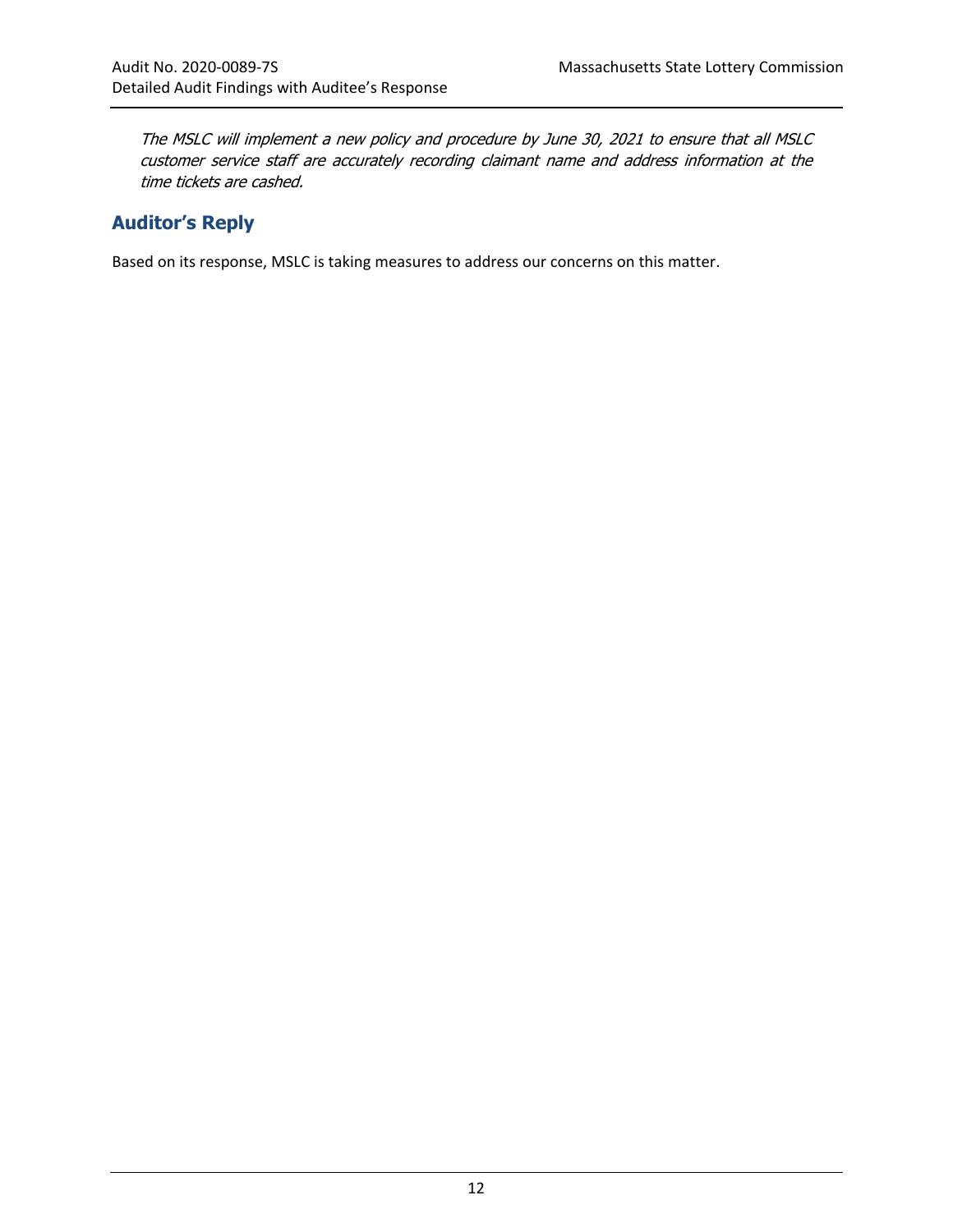*The MSLC will implement a new policy and procedure by June 30, 2021 to ensure that all MSLC customer service staff are accurately recording claimant name and address information at the time tickets are cashed.*

## Auditor's Reply

Based on its response, MSLC is taking measures to address our concerns on this matter.